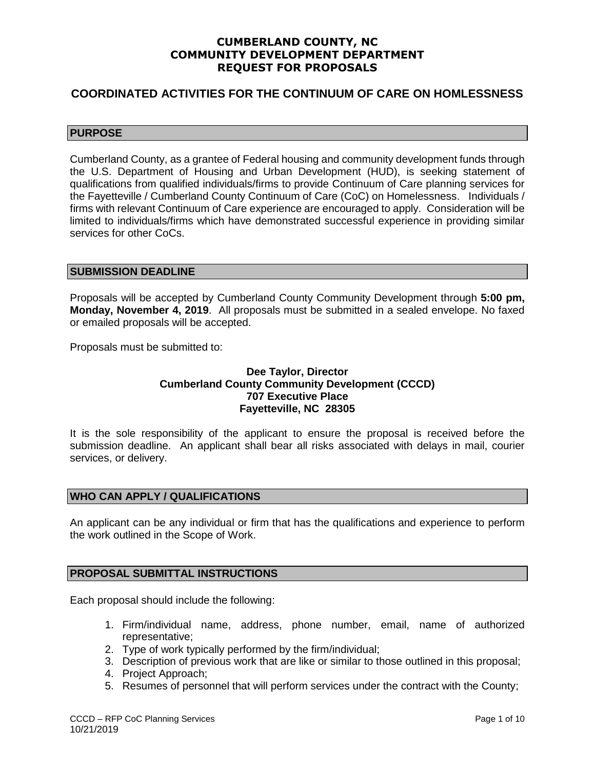# CUMBERLAND COUNTY, NC
# COMMUNITY DEVELOPMENT DEPARTMENT
# REQUEST FOR PROPOSALS

## COORDINATED ACTIVITIES FOR THE CONTINUUM OF CARE ON HOMLESSNESS

### PURPOSE

Cumberland County, as a grantee of Federal housing and community development funds through the U.S. Department of Housing and Urban Development (HUD), is seeking statement of qualifications from qualified individuals/firms to provide Continuum of Care planning services for the Fayetteville / Cumberland County Continuum of Care (CoC) on Homelessness. Individuals / firms with relevant Continuum of Care experience are encouraged to apply. Consideration will be limited to individuals/firms which have demonstrated successful experience in providing similar services for other CoCs.

### SUBMISSION DEADLINE

Proposals will be accepted by Cumberland County Community Development through **5:00 pm, Monday, November 4, 2019**. All proposals must be submitted in a sealed envelope. No faxed or emailed proposals will be accepted.

Proposals must be submitted to:

**Dee Taylor, Director**
**Cumberland County Community Development (CCCD)**
**707 Executive Place**
**Fayetteville, NC 28305**

It is the sole responsibility of the applicant to ensure the proposal is received before the submission deadline. An applicant shall bear all risks associated with delays in mail, courier services, or delivery.

### WHO CAN APPLY / QUALIFICATIONS

An applicant can be any individual or firm that has the qualifications and experience to perform the work outlined in the Scope of Work.

### PROPOSAL SUBMITTAL INSTRUCTIONS

Each proposal should include the following:

1. Firm/individual name, address, phone number, email, name of authorized representative;
2. Type of work typically performed by the firm/individual;
3. Description of previous work that are like or similar to those outlined in this proposal;
4. Project Approach;
5. Resumes of personnel that will perform services under the contract with the County;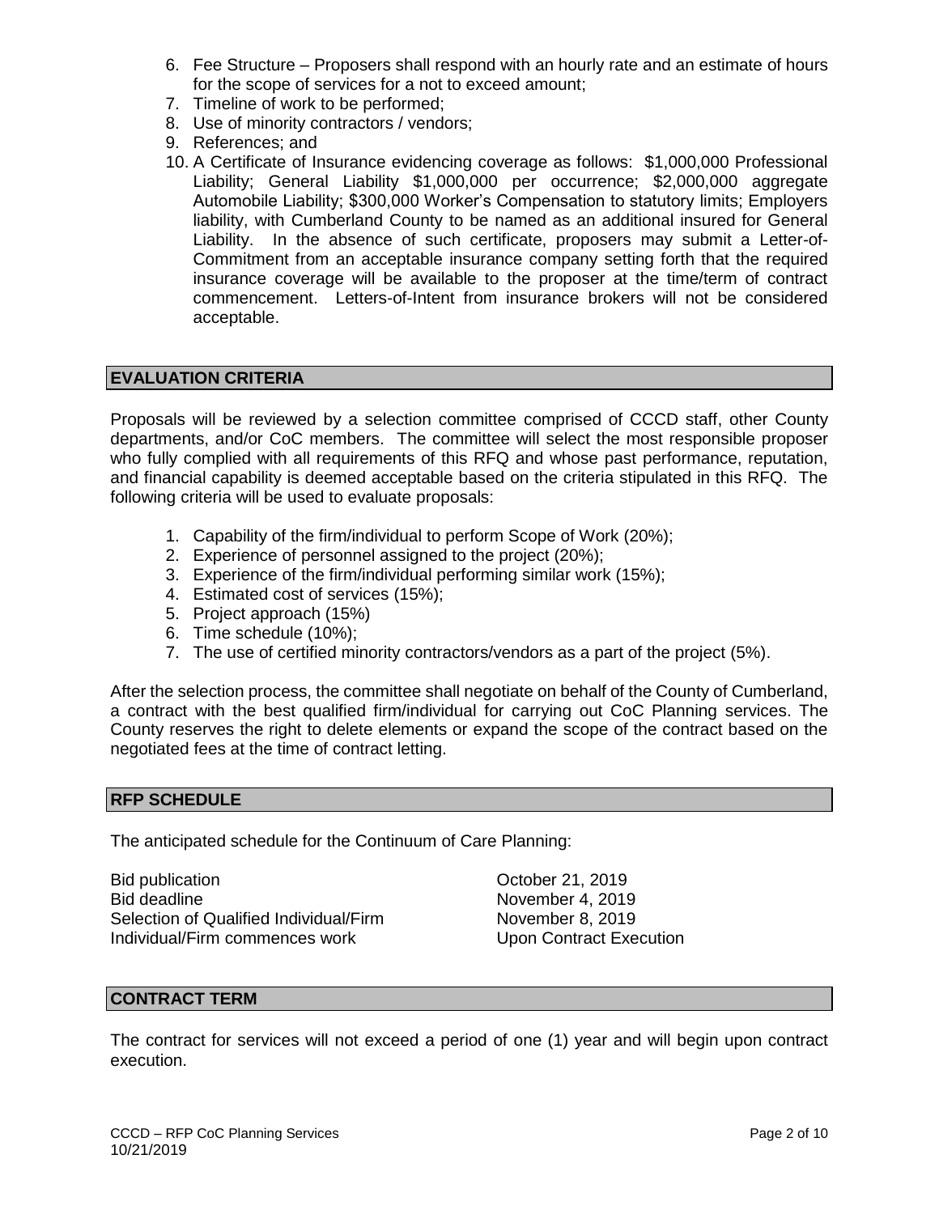6. Fee Structure – Proposers shall respond with an hourly rate and an estimate of hours for the scope of services for a not to exceed amount;
7. Timeline of work to be performed;
8. Use of minority contractors / vendors;
9. References; and
10. A Certificate of Insurance evidencing coverage as follows: $1,000,000 Professional Liability; General Liability $1,000,000 per occurrence; $2,000,000 aggregate Automobile Liability; $300,000 Worker's Compensation to statutory limits; Employers liability, with Cumberland County to be named as an additional insured for General Liability. In the absence of such certificate, proposers may submit a Letter-of-Commitment from an acceptable insurance company setting forth that the required insurance coverage will be available to the proposer at the time/term of contract commencement. Letters-of-Intent from insurance brokers will not be considered acceptable.

## EVALUATION CRITERIA

Proposals will be reviewed by a selection committee comprised of CCCD staff, other County departments, and/or CoC members. The committee will select the most responsible proposer who fully complied with all requirements of this RFQ and whose past performance, reputation, and financial capability is deemed acceptable based on the criteria stipulated in this RFQ. The following criteria will be used to evaluate proposals:

1. Capability of the firm/individual to perform Scope of Work (20%);
2. Experience of personnel assigned to the project (20%);
3. Experience of the firm/individual performing similar work (15%);
4. Estimated cost of services (15%);
5. Project approach (15%)
6. Time schedule (10%);
7. The use of certified minority contractors/vendors as a part of the project (5%).

After the selection process, the committee shall negotiate on behalf of the County of Cumberland, a contract with the best qualified firm/individual for carrying out CoC Planning services. The County reserves the right to delete elements or expand the scope of the contract based on the negotiated fees at the time of contract letting.

## RFP SCHEDULE

The anticipated schedule for the Continuum of Care Planning:

| | |
|---|---|
| Bid publication | October 21, 2019 |
| Bid deadline | November 4, 2019 |
| Selection of Qualified Individual/Firm | November 8, 2019 |
| Individual/Firm commences work | Upon Contract Execution |

## CONTRACT TERM

The contract for services will not exceed a period of one (1) year and will begin upon contract execution.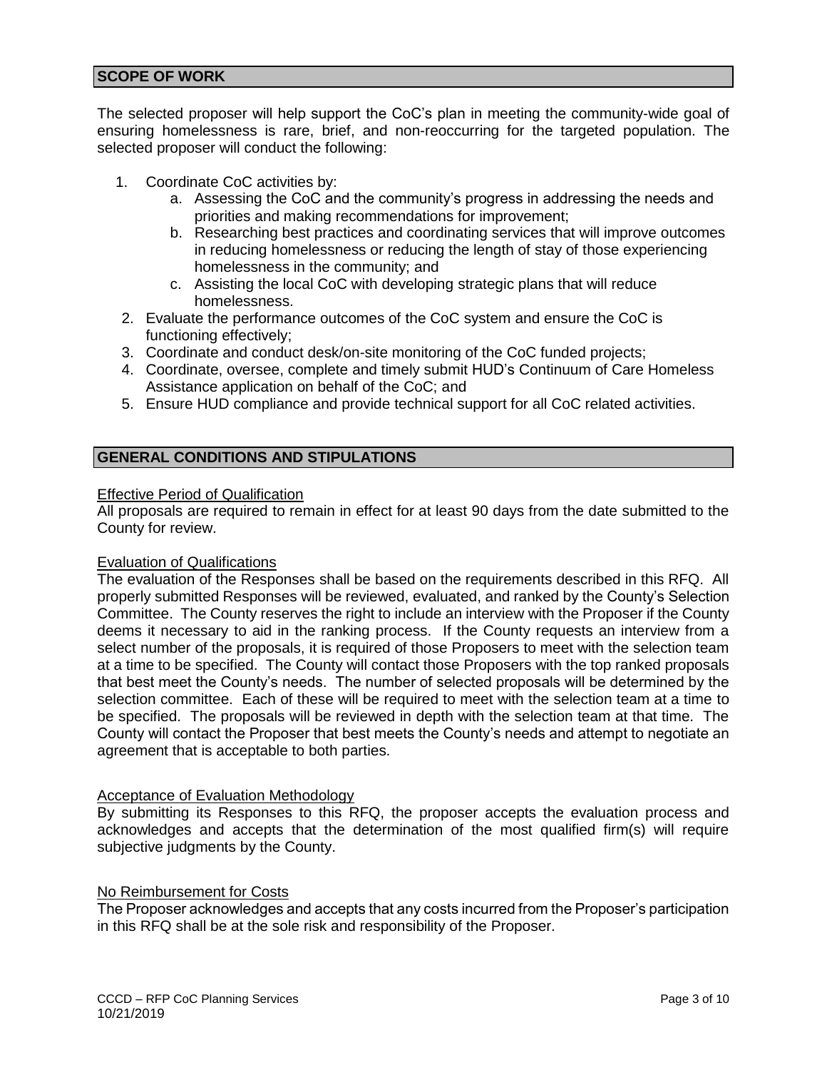## SCOPE OF WORK

The selected proposer will help support the CoC's plan in meeting the community-wide goal of ensuring homelessness is rare, brief, and non-reoccurring for the targeted population. The selected proposer will conduct the following:

1. Coordinate CoC activities by:
   a. Assessing the CoC and the community's progress in addressing the needs and priorities and making recommendations for improvement;
   b. Researching best practices and coordinating services that will improve outcomes in reducing homelessness or reducing the length of stay of those experiencing homelessness in the community; and
   c. Assisting the local CoC with developing strategic plans that will reduce homelessness.
2. Evaluate the performance outcomes of the CoC system and ensure the CoC is functioning effectively;
3. Coordinate and conduct desk/on-site monitoring of the CoC funded projects;
4. Coordinate, oversee, complete and timely submit HUD's Continuum of Care Homeless Assistance application on behalf of the CoC; and
5. Ensure HUD compliance and provide technical support for all CoC related activities.

## GENERAL CONDITIONS AND STIPULATIONS

### Effective Period of Qualification

All proposals are required to remain in effect for at least 90 days from the date submitted to the County for review.

### Evaluation of Qualifications

The evaluation of the Responses shall be based on the requirements described in this RFQ. All properly submitted Responses will be reviewed, evaluated, and ranked by the County's Selection Committee. The County reserves the right to include an interview with the Proposer if the County deems it necessary to aid in the ranking process. If the County requests an interview from a select number of the proposals, it is required of those Proposers to meet with the selection team at a time to be specified. The County will contact those Proposers with the top ranked proposals that best meet the County's needs. The number of selected proposals will be determined by the selection committee. Each of these will be required to meet with the selection team at a time to be specified. The proposals will be reviewed in depth with the selection team at that time. The County will contact the Proposer that best meets the County's needs and attempt to negotiate an agreement that is acceptable to both parties.

### Acceptance of Evaluation Methodology

By submitting its Responses to this RFQ, the proposer accepts the evaluation process and acknowledges and accepts that the determination of the most qualified firm(s) will require subjective judgments by the County.

### No Reimbursement for Costs

The Proposer acknowledges and accepts that any costs incurred from the Proposer's participation in this RFQ shall be at the sole risk and responsibility of the Proposer.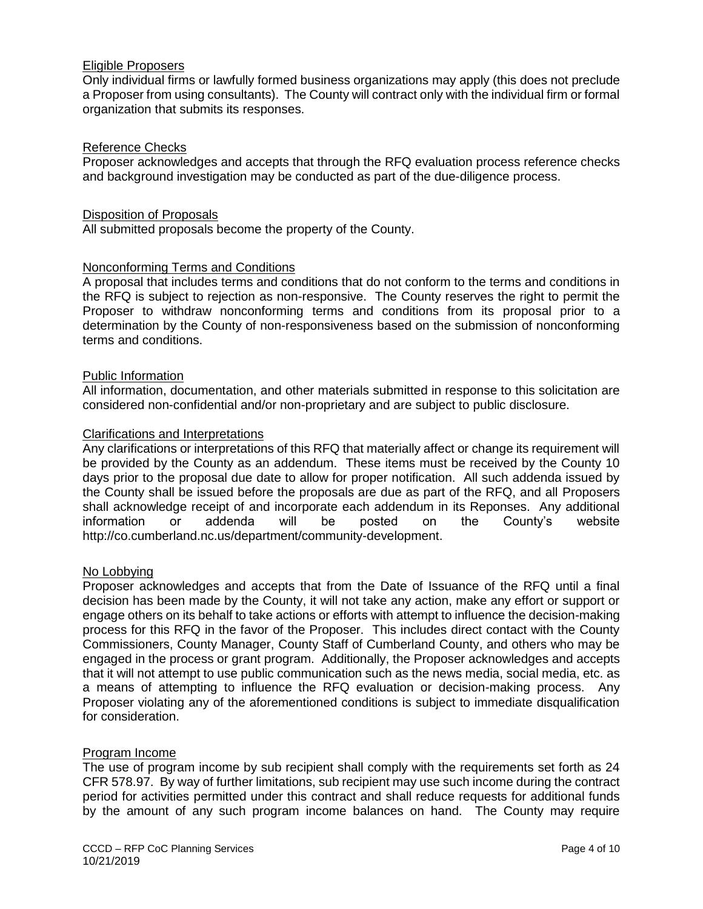## Eligible Proposers

Only individual firms or lawfully formed business organizations may apply (this does not preclude a Proposer from using consultants). The County will contract only with the individual firm or formal organization that submits its responses.

## Reference Checks

Proposer acknowledges and accepts that through the RFQ evaluation process reference checks and background investigation may be conducted as part of the due-diligence process.

## Disposition of Proposals

All submitted proposals become the property of the County.

## Nonconforming Terms and Conditions

A proposal that includes terms and conditions that do not conform to the terms and conditions in the RFQ is subject to rejection as non-responsive. The County reserves the right to permit the Proposer to withdraw nonconforming terms and conditions from its proposal prior to a determination by the County of non-responsiveness based on the submission of nonconforming terms and conditions.

## Public Information

All information, documentation, and other materials submitted in response to this solicitation are considered non-confidential and/or non-proprietary and are subject to public disclosure.

## Clarifications and Interpretations

Any clarifications or interpretations of this RFQ that materially affect or change its requirement will be provided by the County as an addendum. These items must be received by the County 10 days prior to the proposal due date to allow for proper notification. All such addenda issued by the County shall be issued before the proposals are due as part of the RFQ, and all Proposers shall acknowledge receipt of and incorporate each addendum in its Reponses. Any additional information or addenda will be posted on the County's website http://co.cumberland.nc.us/department/community-development.

## No Lobbying

Proposer acknowledges and accepts that from the Date of Issuance of the RFQ until a final decision has been made by the County, it will not take any action, make any effort or support or engage others on its behalf to take actions or efforts with attempt to influence the decision-making process for this RFQ in the favor of the Proposer. This includes direct contact with the County Commissioners, County Manager, County Staff of Cumberland County, and others who may be engaged in the process or grant program. Additionally, the Proposer acknowledges and accepts that it will not attempt to use public communication such as the news media, social media, etc. as a means of attempting to influence the RFQ evaluation or decision-making process. Any Proposer violating any of the aforementioned conditions is subject to immediate disqualification for consideration.

## Program Income

The use of program income by sub recipient shall comply with the requirements set forth as 24 CFR 578.97. By way of further limitations, sub recipient may use such income during the contract period for activities permitted under this contract and shall reduce requests for additional funds by the amount of any such program income balances on hand. The County may require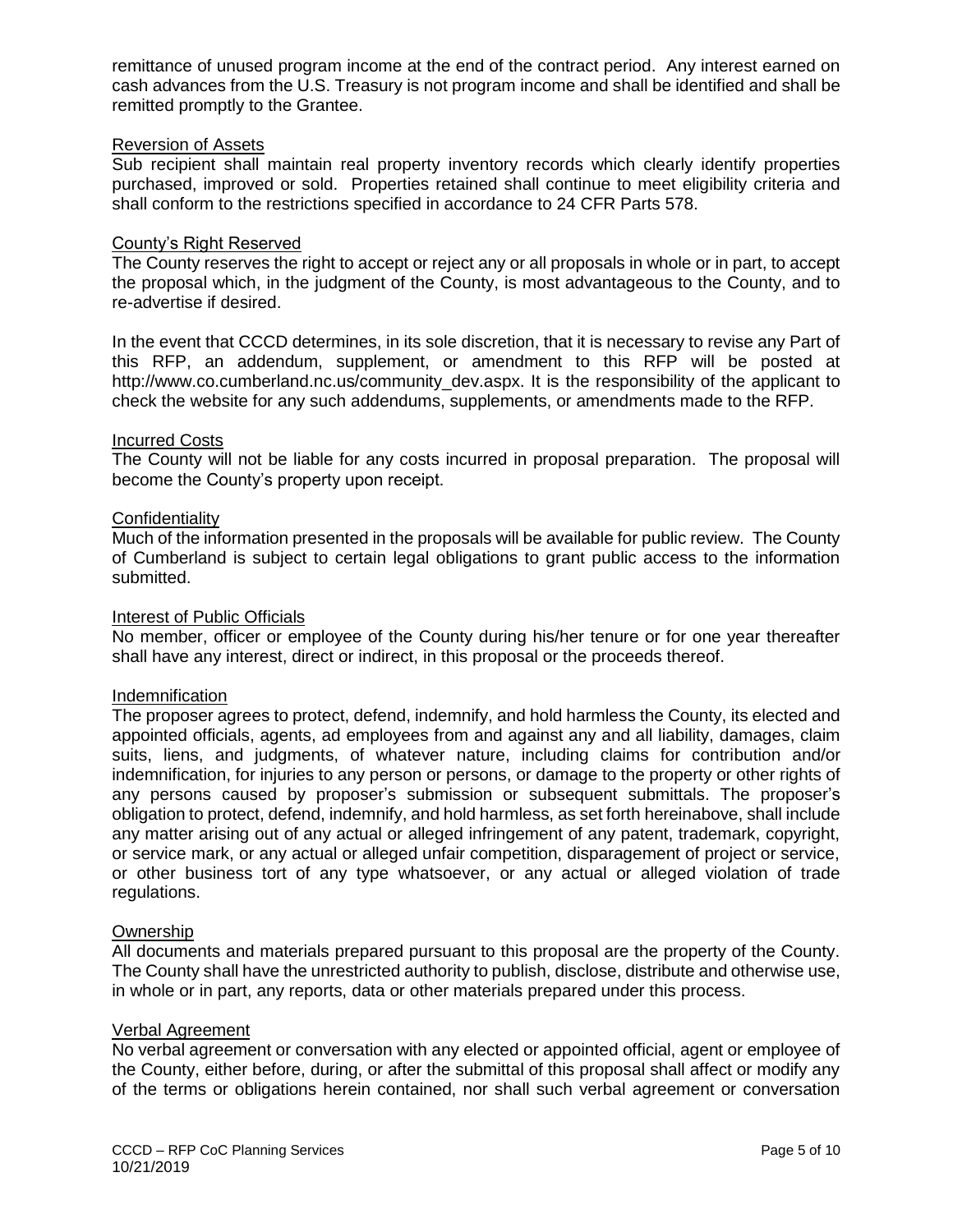remittance of unused program income at the end of the contract period. Any interest earned on cash advances from the U.S. Treasury is not program income and shall be identified and shall be remitted promptly to the Grantee.

#### Reversion of Assets

Sub recipient shall maintain real property inventory records which clearly identify properties purchased, improved or sold. Properties retained shall continue to meet eligibility criteria and shall conform to the restrictions specified in accordance to 24 CFR Parts 578.

#### County's Right Reserved

The County reserves the right to accept or reject any or all proposals in whole or in part, to accept the proposal which, in the judgment of the County, is most advantageous to the County, and to re-advertise if desired.

In the event that CCCD determines, in its sole discretion, that it is necessary to revise any Part of this RFP, an addendum, supplement, or amendment to this RFP will be posted at http://www.co.cumberland.nc.us/community_dev.aspx. It is the responsibility of the applicant to check the website for any such addendums, supplements, or amendments made to the RFP.

#### Incurred Costs

The County will not be liable for any costs incurred in proposal preparation. The proposal will become the County's property upon receipt.

#### Confidentiality

Much of the information presented in the proposals will be available for public review. The County of Cumberland is subject to certain legal obligations to grant public access to the information submitted.

#### Interest of Public Officials

No member, officer or employee of the County during his/her tenure or for one year thereafter shall have any interest, direct or indirect, in this proposal or the proceeds thereof.

#### Indemnification

The proposer agrees to protect, defend, indemnify, and hold harmless the County, its elected and appointed officials, agents, ad employees from and against any and all liability, damages, claim suits, liens, and judgments, of whatever nature, including claims for contribution and/or indemnification, for injuries to any person or persons, or damage to the property or other rights of any persons caused by proposer's submission or subsequent submittals. The proposer's obligation to protect, defend, indemnify, and hold harmless, as set forth hereinabove, shall include any matter arising out of any actual or alleged infringement of any patent, trademark, copyright, or service mark, or any actual or alleged unfair competition, disparagement of project or service, or other business tort of any type whatsoever, or any actual or alleged violation of trade regulations.

#### Ownership

All documents and materials prepared pursuant to this proposal are the property of the County. The County shall have the unrestricted authority to publish, disclose, distribute and otherwise use, in whole or in part, any reports, data or other materials prepared under this process.

#### Verbal Agreement

No verbal agreement or conversation with any elected or appointed official, agent or employee of the County, either before, during, or after the submittal of this proposal shall affect or modify any of the terms or obligations herein contained, nor shall such verbal agreement or conversation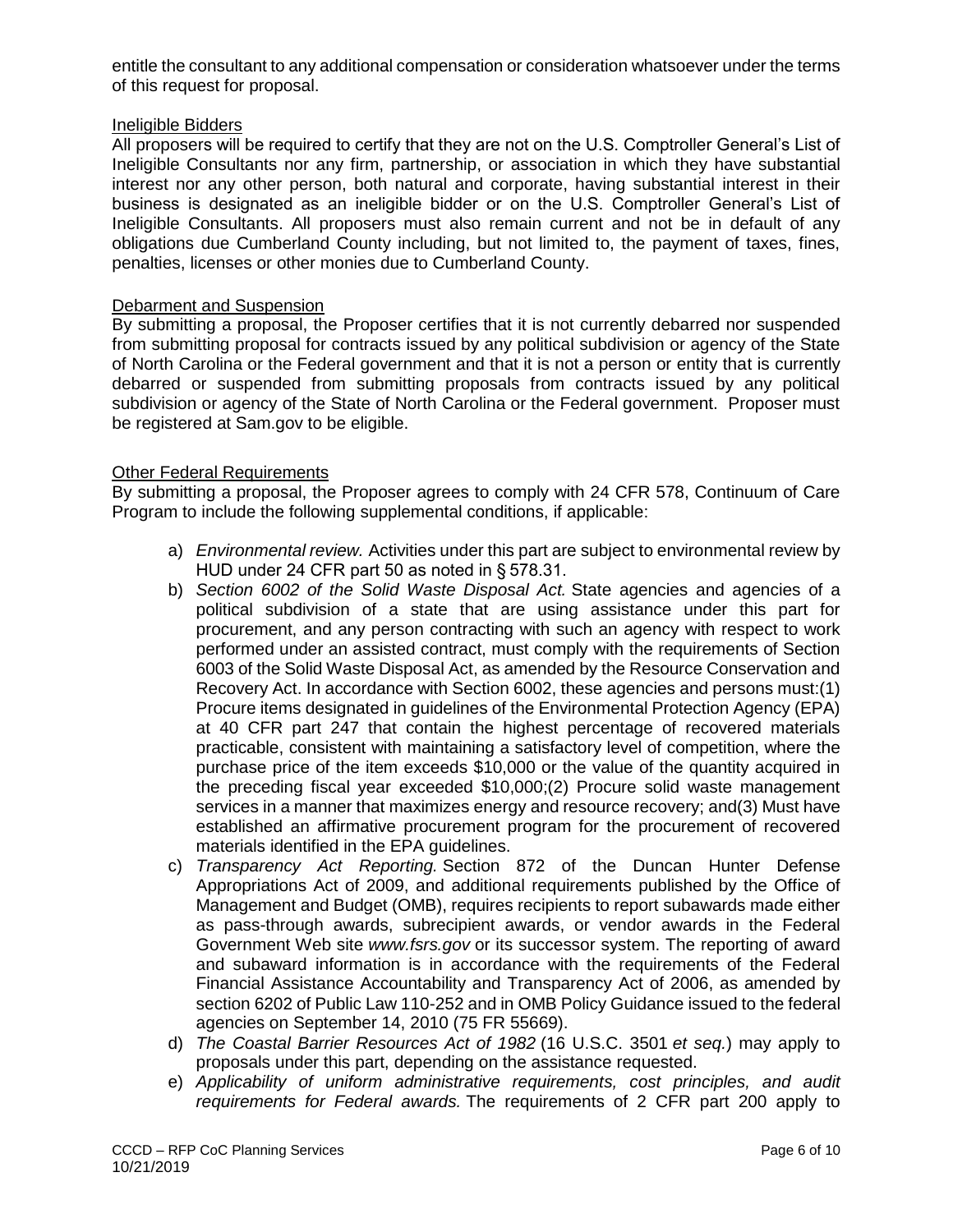entitle the consultant to any additional compensation or consideration whatsoever under the terms of this request for proposal.

<u>Ineligible Bidders</u>

All proposers will be required to certify that they are not on the U.S. Comptroller General's List of Ineligible Consultants nor any firm, partnership, or association in which they have substantial interest nor any other person, both natural and corporate, having substantial interest in their business is designated as an ineligible bidder or on the U.S. Comptroller General's List of Ineligible Consultants. All proposers must also remain current and not be in default of any obligations due Cumberland County including, but not limited to, the payment of taxes, fines, penalties, licenses or other monies due to Cumberland County.

<u>Debarment and Suspension</u>

By submitting a proposal, the Proposer certifies that it is not currently debarred nor suspended from submitting proposal for contracts issued by any political subdivision or agency of the State of North Carolina or the Federal government and that it is not a person or entity that is currently debarred or suspended from submitting proposals from contracts issued by any political subdivision or agency of the State of North Carolina or the Federal government. Proposer must be registered at Sam.gov to be eligible.

<u>Other Federal Requirements</u>

By submitting a proposal, the Proposer agrees to comply with 24 CFR 578, Continuum of Care Program to include the following supplemental conditions, if applicable:

a) *Environmental review.* Activities under this part are subject to environmental review by HUD under 24 CFR part 50 as noted in § 578.31.
b) *Section 6002 of the Solid Waste Disposal Act.* State agencies and agencies of a political subdivision of a state that are using assistance under this part for procurement, and any person contracting with such an agency with respect to work performed under an assisted contract, must comply with the requirements of Section 6003 of the Solid Waste Disposal Act, as amended by the Resource Conservation and Recovery Act. In accordance with Section 6002, these agencies and persons must:(1) Procure items designated in guidelines of the Environmental Protection Agency (EPA) at 40 CFR part 247 that contain the highest percentage of recovered materials practicable, consistent with maintaining a satisfactory level of competition, where the purchase price of the item exceeds $10,000 or the value of the quantity acquired in the preceding fiscal year exceeded $10,000;(2) Procure solid waste management services in a manner that maximizes energy and resource recovery; and(3) Must have established an affirmative procurement program for the procurement of recovered materials identified in the EPA guidelines.
c) *Transparency Act Reporting.* Section 872 of the Duncan Hunter Defense Appropriations Act of 2009, and additional requirements published by the Office of Management and Budget (OMB), requires recipients to report subawards made either as pass-through awards, subrecipient awards, or vendor awards in the Federal Government Web site *www.fsrs.gov* or its successor system. The reporting of award and subaward information is in accordance with the requirements of the Federal Financial Assistance Accountability and Transparency Act of 2006, as amended by section 6202 of Public Law 110-252 and in OMB Policy Guidance issued to the federal agencies on September 14, 2010 (75 FR 55669).
d) *The Coastal Barrier Resources Act of 1982* (16 U.S.C. 3501 *et seq.*) may apply to proposals under this part, depending on the assistance requested.
e) *Applicability of uniform administrative requirements, cost principles, and audit requirements for Federal awards.* The requirements of 2 CFR part 200 apply to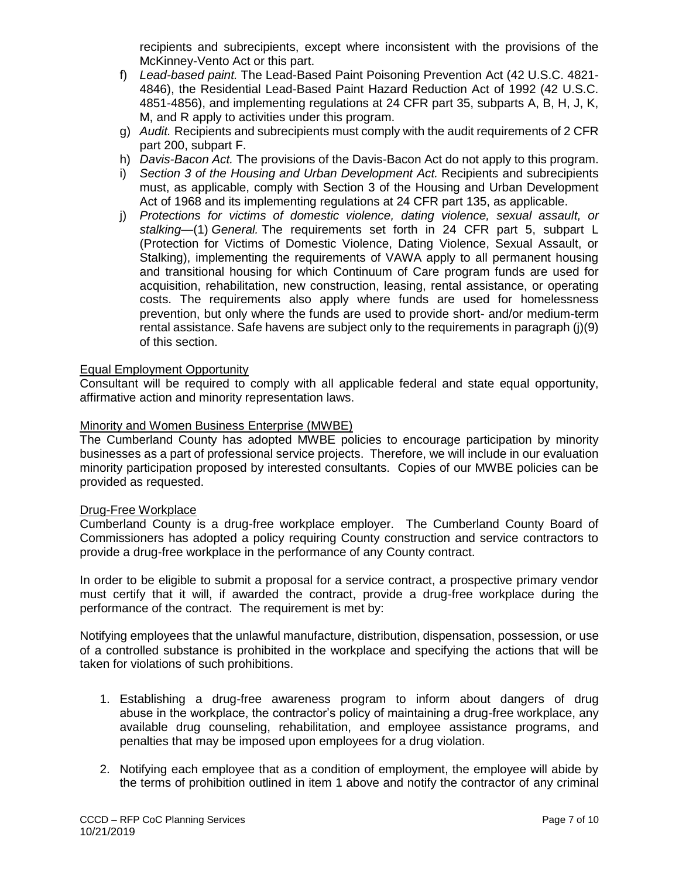recipients and subrecipients, except where inconsistent with the provisions of the McKinney-Vento Act or this part.

f) *Lead-based paint.* The Lead-Based Paint Poisoning Prevention Act (42 U.S.C. 4821-4846), the Residential Lead-Based Paint Hazard Reduction Act of 1992 (42 U.S.C. 4851-4856), and implementing regulations at 24 CFR part 35, subparts A, B, H, J, K, M, and R apply to activities under this program.

g) *Audit.* Recipients and subrecipients must comply with the audit requirements of 2 CFR part 200, subpart F.

h) *Davis-Bacon Act.* The provisions of the Davis-Bacon Act do not apply to this program.

i) *Section 3 of the Housing and Urban Development Act.* Recipients and subrecipients must, as applicable, comply with Section 3 of the Housing and Urban Development Act of 1968 and its implementing regulations at 24 CFR part 135, as applicable.

j) *Protections for victims of domestic violence, dating violence, sexual assault, or stalking*—(1) *General.* The requirements set forth in 24 CFR part 5, subpart L (Protection for Victims of Domestic Violence, Dating Violence, Sexual Assault, or Stalking), implementing the requirements of VAWA apply to all permanent housing and transitional housing for which Continuum of Care program funds are used for acquisition, rehabilitation, new construction, leasing, rental assistance, or operating costs. The requirements also apply where funds are used for homelessness prevention, but only where the funds are used to provide short- and/or medium-term rental assistance. Safe havens are subject only to the requirements in paragraph (j)(9) of this section.

Equal Employment Opportunity

Consultant will be required to comply with all applicable federal and state equal opportunity, affirmative action and minority representation laws.

Minority and Women Business Enterprise (MWBE)

The Cumberland County has adopted MWBE policies to encourage participation by minority businesses as a part of professional service projects. Therefore, we will include in our evaluation minority participation proposed by interested consultants. Copies of our MWBE policies can be provided as requested.

Drug-Free Workplace

Cumberland County is a drug-free workplace employer. The Cumberland County Board of Commissioners has adopted a policy requiring County construction and service contractors to provide a drug-free workplace in the performance of any County contract.

In order to be eligible to submit a proposal for a service contract, a prospective primary vendor must certify that it will, if awarded the contract, provide a drug-free workplace during the performance of the contract. The requirement is met by:

Notifying employees that the unlawful manufacture, distribution, dispensation, possession, or use of a controlled substance is prohibited in the workplace and specifying the actions that will be taken for violations of such prohibitions.

1. Establishing a drug-free awareness program to inform about dangers of drug abuse in the workplace, the contractor's policy of maintaining a drug-free workplace, any available drug counseling, rehabilitation, and employee assistance programs, and penalties that may be imposed upon employees for a drug violation.

2. Notifying each employee that as a condition of employment, the employee will abide by the terms of prohibition outlined in item 1 above and notify the contractor of any criminal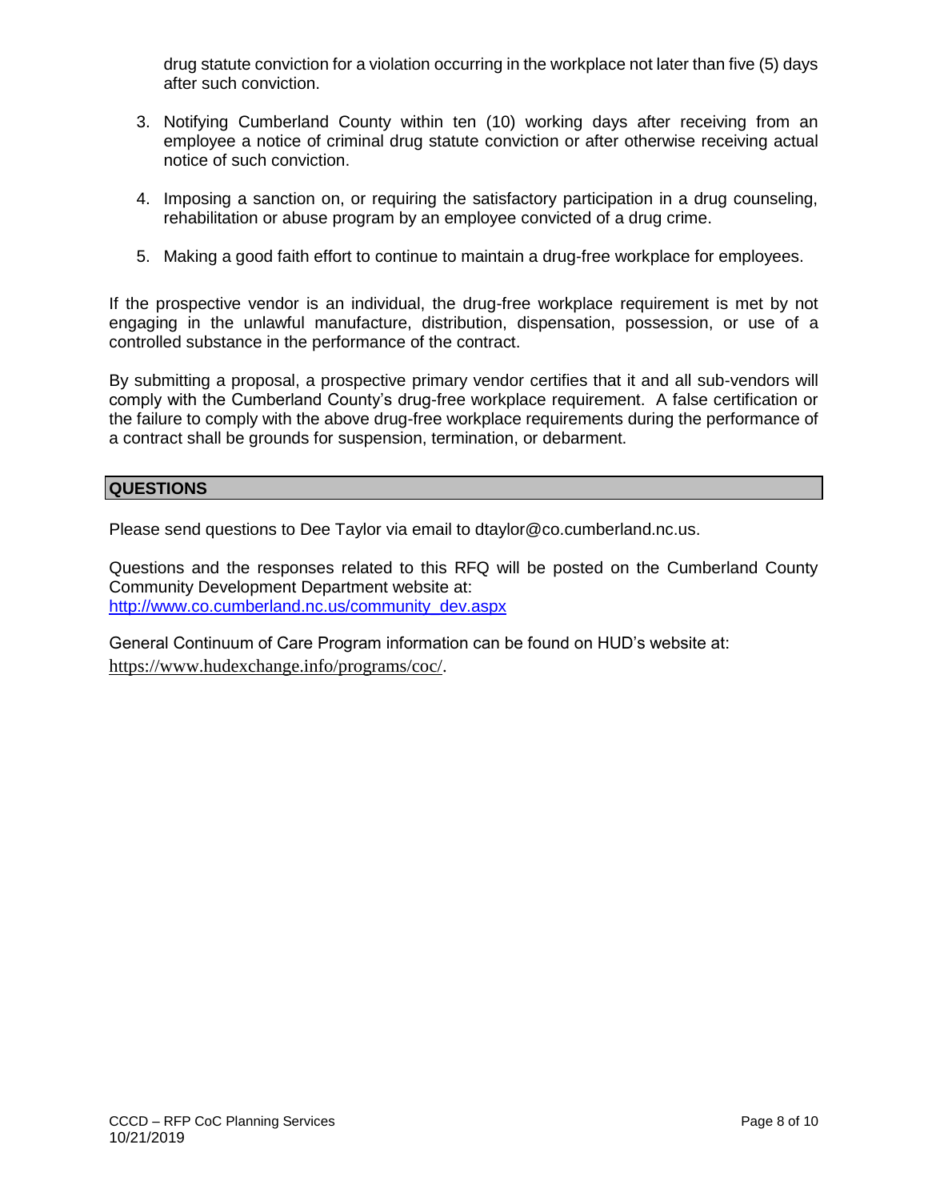drug statute conviction for a violation occurring in the workplace not later than five (5) days after such conviction.

3. Notifying Cumberland County within ten (10) working days after receiving from an employee a notice of criminal drug statute conviction or after otherwise receiving actual notice of such conviction.

4. Imposing a sanction on, or requiring the satisfactory participation in a drug counseling, rehabilitation or abuse program by an employee convicted of a drug crime.

5. Making a good faith effort to continue to maintain a drug-free workplace for employees.

If the prospective vendor is an individual, the drug-free workplace requirement is met by not engaging in the unlawful manufacture, distribution, dispensation, possession, or use of a controlled substance in the performance of the contract.

By submitting a proposal, a prospective primary vendor certifies that it and all sub-vendors will comply with the Cumberland County's drug-free workplace requirement. A false certification or the failure to comply with the above drug-free workplace requirements during the performance of a contract shall be grounds for suspension, termination, or debarment.

## QUESTIONS

Please send questions to Dee Taylor via email to dtaylor@co.cumberland.nc.us.

Questions and the responses related to this RFQ will be posted on the Cumberland County Community Development Department website at:
[http://www.co.cumberland.nc.us/community_dev.aspx](http://www.co.cumberland.nc.us/community_dev.aspx)

General Continuum of Care Program information can be found on HUD's website at:
https://www.hudexchange.info/programs/coc/.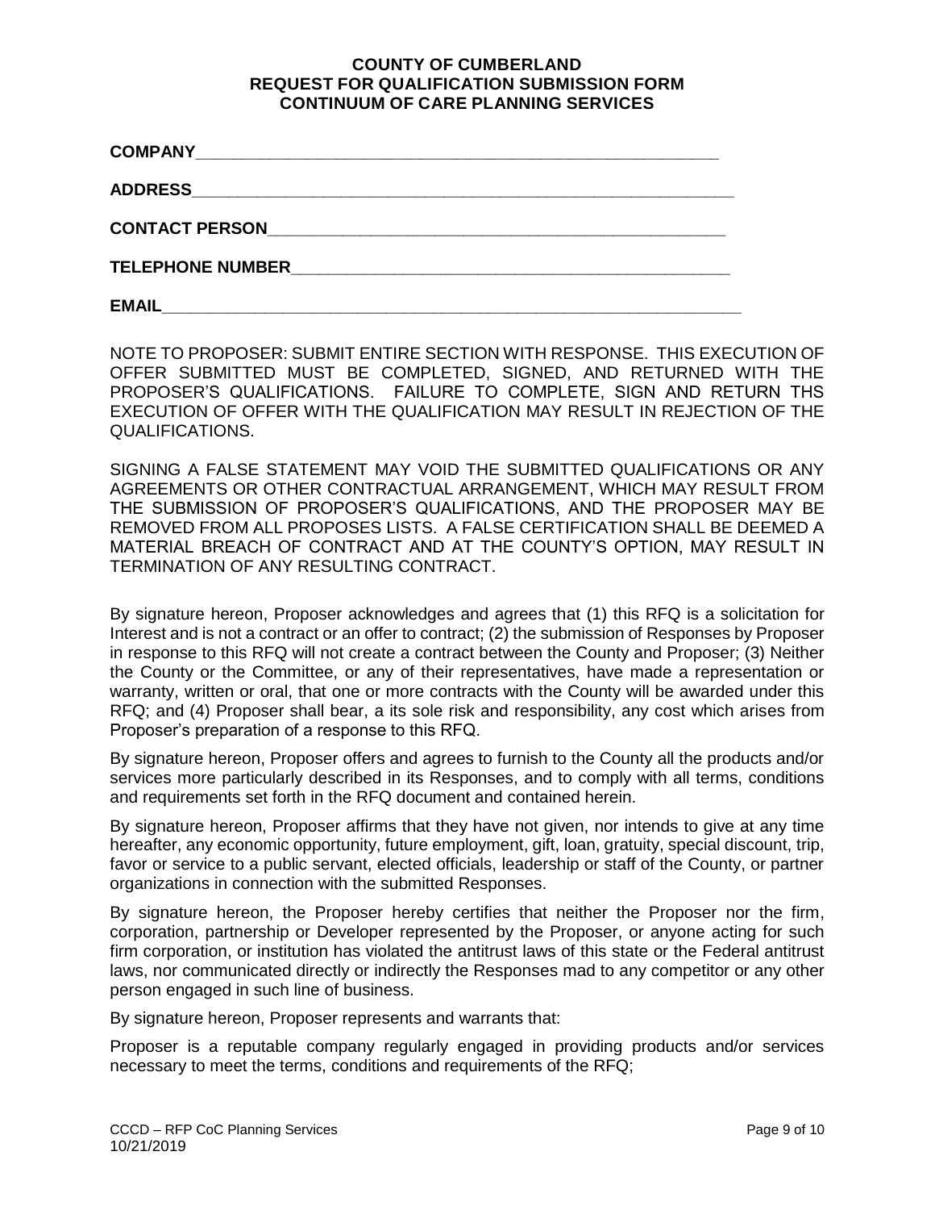**COUNTY OF CUMBERLAND**
**REQUEST FOR QUALIFICATION SUBMISSION FORM**
**CONTINUUM OF CARE PLANNING SERVICES**

**COMPANY**\_\_\_\_\_\_\_\_\_\_\_\_\_\_\_\_\_\_\_\_\_\_\_\_\_\_\_\_\_\_\_\_\_\_\_\_\_\_\_\_\_\_\_\_\_\_\_\_\_\_\_\_\_

**ADDRESS**\_\_\_\_\_\_\_\_\_\_\_\_\_\_\_\_\_\_\_\_\_\_\_\_\_\_\_\_\_\_\_\_\_\_\_\_\_\_\_\_\_\_\_\_\_\_\_\_\_\_\_\_\_\_\_

**CONTACT PERSON**\_\_\_\_\_\_\_\_\_\_\_\_\_\_\_\_\_\_\_\_\_\_\_\_\_\_\_\_\_\_\_\_\_\_\_\_\_\_\_\_\_\_\_\_\_\_

**TELEPHONE NUMBER**\_\_\_\_\_\_\_\_\_\_\_\_\_\_\_\_\_\_\_\_\_\_\_\_\_\_\_\_\_\_\_\_\_\_\_\_\_\_\_\_\_\_\_

**EMAIL**\_\_\_\_\_\_\_\_\_\_\_\_\_\_\_\_\_\_\_\_\_\_\_\_\_\_\_\_\_\_\_\_\_\_\_\_\_\_\_\_\_\_\_\_\_\_\_\_\_\_\_\_\_\_\_\_\_\_\_

NOTE TO PROPOSER: SUBMIT ENTIRE SECTION WITH RESPONSE. THIS EXECUTION OF OFFER SUBMITTED MUST BE COMPLETED, SIGNED, AND RETURNED WITH THE PROPOSER'S QUALIFICATIONS. FAILURE TO COMPLETE, SIGN AND RETURN THS EXECUTION OF OFFER WITH THE QUALIFICATION MAY RESULT IN REJECTION OF THE QUALIFICATIONS.

SIGNING A FALSE STATEMENT MAY VOID THE SUBMITTED QUALIFICATIONS OR ANY AGREEMENTS OR OTHER CONTRACTUAL ARRANGEMENT, WHICH MAY RESULT FROM THE SUBMISSION OF PROPOSER'S QUALIFICATIONS, AND THE PROPOSER MAY BE REMOVED FROM ALL PROPOSES LISTS. A FALSE CERTIFICATION SHALL BE DEEMED A MATERIAL BREACH OF CONTRACT AND AT THE COUNTY'S OPTION, MAY RESULT IN TERMINATION OF ANY RESULTING CONTRACT.

By signature hereon, Proposer acknowledges and agrees that (1) this RFQ is a solicitation for Interest and is not a contract or an offer to contract; (2) the submission of Responses by Proposer in response to this RFQ will not create a contract between the County and Proposer; (3) Neither the County or the Committee, or any of their representatives, have made a representation or warranty, written or oral, that one or more contracts with the County will be awarded under this RFQ; and (4) Proposer shall bear, a its sole risk and responsibility, any cost which arises from Proposer's preparation of a response to this RFQ.

By signature hereon, Proposer offers and agrees to furnish to the County all the products and/or services more particularly described in its Responses, and to comply with all terms, conditions and requirements set forth in the RFQ document and contained herein.

By signature hereon, Proposer affirms that they have not given, nor intends to give at any time hereafter, any economic opportunity, future employment, gift, loan, gratuity, special discount, trip, favor or service to a public servant, elected officials, leadership or staff of the County, or partner organizations in connection with the submitted Responses.

By signature hereon, the Proposer hereby certifies that neither the Proposer nor the firm, corporation, partnership or Developer represented by the Proposer, or anyone acting for such firm corporation, or institution has violated the antitrust laws of this state or the Federal antitrust laws, nor communicated directly or indirectly the Responses mad to any competitor or any other person engaged in such line of business.

By signature hereon, Proposer represents and warrants that:

Proposer is a reputable company regularly engaged in providing products and/or services necessary to meet the terms, conditions and requirements of the RFQ;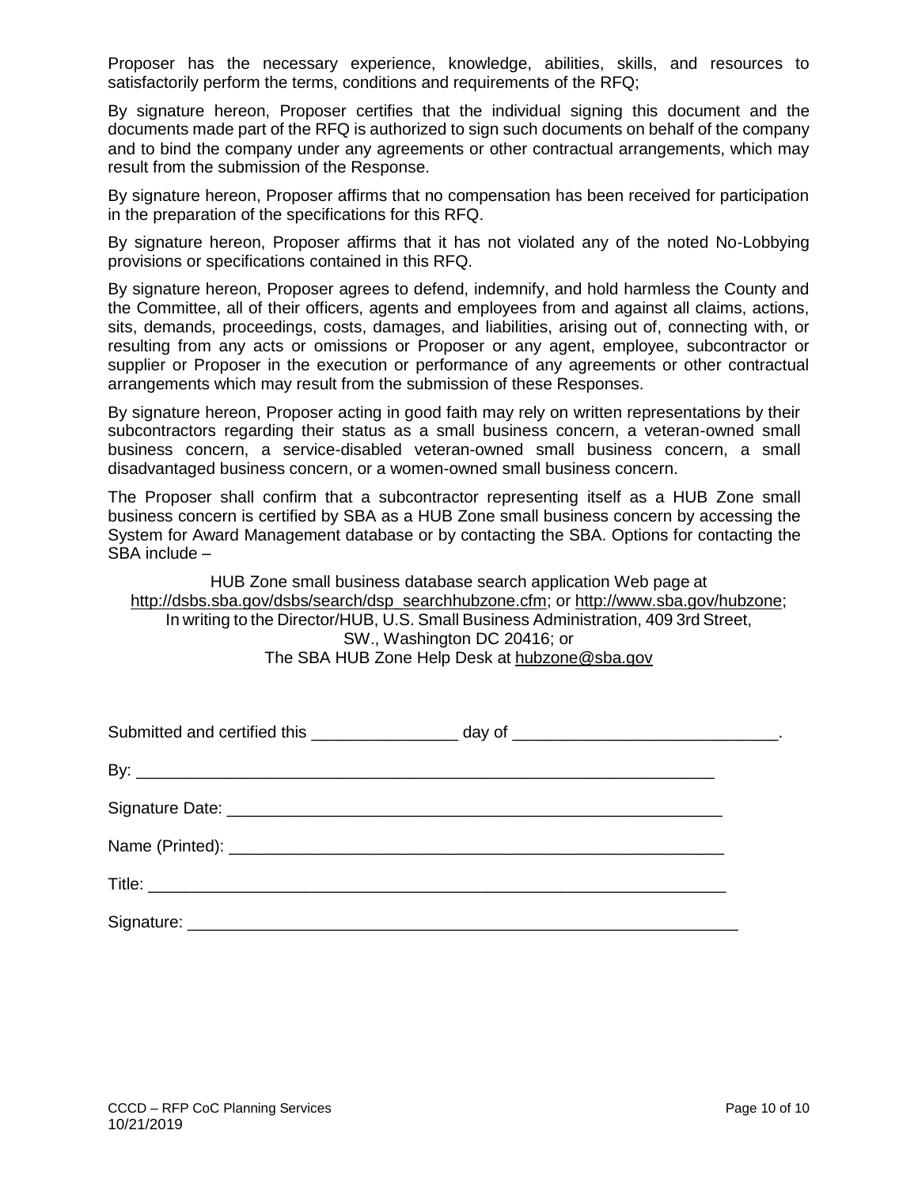Proposer has the necessary experience, knowledge, abilities, skills, and resources to satisfactorily perform the terms, conditions and requirements of the RFQ;

By signature hereon, Proposer certifies that the individual signing this document and the documents made part of the RFQ is authorized to sign such documents on behalf of the company and to bind the company under any agreements or other contractual arrangements, which may result from the submission of the Response.

By signature hereon, Proposer affirms that no compensation has been received for participation in the preparation of the specifications for this RFQ.

By signature hereon, Proposer affirms that it has not violated any of the noted No-Lobbying provisions or specifications contained in this RFQ.

By signature hereon, Proposer agrees to defend, indemnify, and hold harmless the County and the Committee, all of their officers, agents and employees from and against all claims, actions, sits, demands, proceedings, costs, damages, and liabilities, arising out of, connecting with, or resulting from any acts or omissions or Proposer or any agent, employee, subcontractor or supplier or Proposer in the execution or performance of any agreements or other contractual arrangements which may result from the submission of these Responses.

By signature hereon, Proposer acting in good faith may rely on written representations by their subcontractors regarding their status as a small business concern, a veteran-owned small business concern, a service-disabled veteran-owned small business concern, a small disadvantaged business concern, or a women-owned small business concern.

The Proposer shall confirm that a subcontractor representing itself as a HUB Zone small business concern is certified by SBA as a HUB Zone small business concern by accessing the System for Award Management database or by contacting the SBA. Options for contacting the SBA include –

HUB Zone small business database search application Web page at http://dsbs.sba.gov/dsbs/search/dsp_searchhubzone.cfm; or http://www.sba.gov/hubzone;
In writing to the Director/HUB, U.S. Small Business Administration, 409 3rd Street, SW., Washington DC 20416; or
The SBA HUB Zone Help Desk at hubzone@sba.gov

Submitted and certified this ________________ day of _____________________________.

By: ________________________________________________________________

Signature Date: ______________________________________________________

Name (Printed): _____________________________________________________

Title: _______________________________________________________________

Signature: ___________________________________________________________